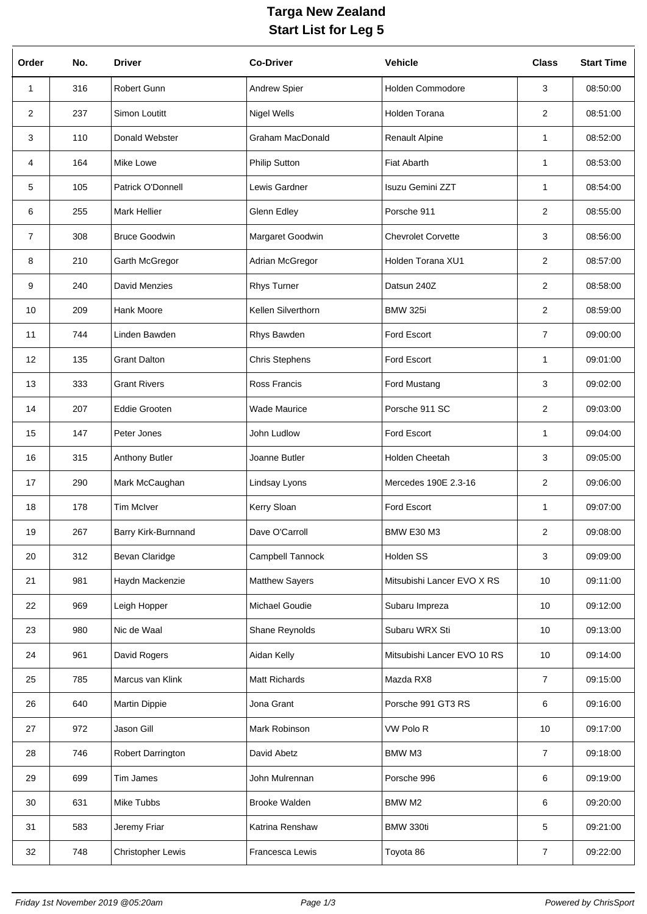# Targa New Zealand
## Start List for Leg 5

| Order | No. | Driver | Co-Driver | Vehicle | Class | Start Time |
|---|---|---|---|---|---|---|
| 1 | 316 | Robert Gunn | Andrew Spier | Holden Commodore | 3 | 08:50:00 |
| 2 | 237 | Simon Loutitt | Nigel Wells | Holden Torana | 2 | 08:51:00 |
| 3 | 110 | Donald Webster | Graham MacDonald | Renault Alpine | 1 | 08:52:00 |
| 4 | 164 | Mike Lowe | Philip Sutton | Fiat Abarth | 1 | 08:53:00 |
| 5 | 105 | Patrick O'Donnell | Lewis Gardner | Isuzu Gemini ZZT | 1 | 08:54:00 |
| 6 | 255 | Mark Hellier | Glenn Edley | Porsche 911 | 2 | 08:55:00 |
| 7 | 308 | Bruce Goodwin | Margaret Goodwin | Chevrolet Corvette | 3 | 08:56:00 |
| 8 | 210 | Garth McGregor | Adrian McGregor | Holden Torana XU1 | 2 | 08:57:00 |
| 9 | 240 | David Menzies | Rhys Turner | Datsun 240Z | 2 | 08:58:00 |
| 10 | 209 | Hank Moore | Kellen Silverthorn | BMW 325i | 2 | 08:59:00 |
| 11 | 744 | Linden Bawden | Rhys Bawden | Ford Escort | 7 | 09:00:00 |
| 12 | 135 | Grant Dalton | Chris Stephens | Ford Escort | 1 | 09:01:00 |
| 13 | 333 | Grant Rivers | Ross Francis | Ford Mustang | 3 | 09:02:00 |
| 14 | 207 | Eddie Grooten | Wade Maurice | Porsche 911 SC | 2 | 09:03:00 |
| 15 | 147 | Peter Jones | John Ludlow | Ford Escort | 1 | 09:04:00 |
| 16 | 315 | Anthony Butler | Joanne Butler | Holden Cheetah | 3 | 09:05:00 |
| 17 | 290 | Mark McCaughan | Lindsay Lyons | Mercedes 190E 2.3-16 | 2 | 09:06:00 |
| 18 | 178 | Tim McIver | Kerry Sloan | Ford Escort | 1 | 09:07:00 |
| 19 | 267 | Barry Kirk-Burnnand | Dave O'Carroll | BMW E30 M3 | 2 | 09:08:00 |
| 20 | 312 | Bevan Claridge | Campbell Tannock | Holden SS | 3 | 09:09:00 |
| 21 | 981 | Haydn Mackenzie | Matthew Sayers | Mitsubishi Lancer EVO X RS | 10 | 09:11:00 |
| 22 | 969 | Leigh Hopper | Michael Goudie | Subaru Impreza | 10 | 09:12:00 |
| 23 | 980 | Nic de Waal | Shane Reynolds | Subaru WRX Sti | 10 | 09:13:00 |
| 24 | 961 | David Rogers | Aidan Kelly | Mitsubishi Lancer EVO 10 RS | 10 | 09:14:00 |
| 25 | 785 | Marcus van Klink | Matt Richards | Mazda RX8 | 7 | 09:15:00 |
| 26 | 640 | Martin Dippie | Jona Grant | Porsche 991 GT3 RS | 6 | 09:16:00 |
| 27 | 972 | Jason Gill | Mark Robinson | VW Polo R | 10 | 09:17:00 |
| 28 | 746 | Robert Darrington | David Abetz | BMW M3 | 7 | 09:18:00 |
| 29 | 699 | Tim James | John Mulrennan | Porsche 996 | 6 | 09:19:00 |
| 30 | 631 | Mike Tubbs | Brooke Walden | BMW M2 | 6 | 09:20:00 |
| 31 | 583 | Jeremy Friar | Katrina Renshaw | BMW 330ti | 5 | 09:21:00 |
| 32 | 748 | Christopher Lewis | Francesca Lewis | Toyota 86 | 7 | 09:22:00 |

*Friday 1st November 2019 @05:20am* | *Powered by ChrisSport*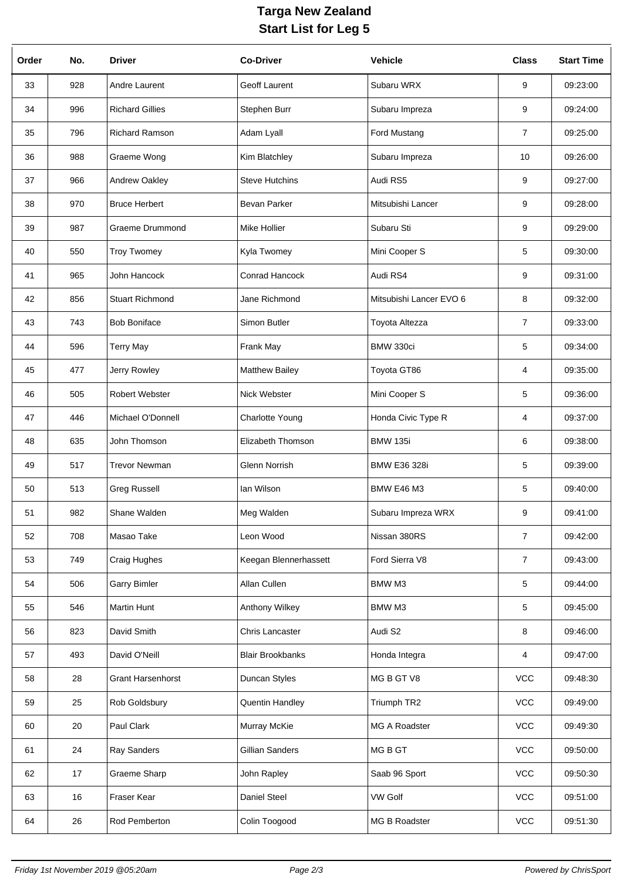# Targa New Zealand
## Start List for Leg 5

| Order | No. | Driver | Co-Driver | Vehicle | Class | Start Time |
|---|---|---|---|---|---|---|
| 33 | 928 | Andre Laurent | Geoff Laurent | Subaru WRX | 9 | 09:23:00 |
| 34 | 996 | Richard Gillies | Stephen Burr | Subaru Impreza | 9 | 09:24:00 |
| 35 | 796 | Richard Ramson | Adam Lyall | Ford Mustang | 7 | 09:25:00 |
| 36 | 988 | Graeme Wong | Kim Blatchley | Subaru Impreza | 10 | 09:26:00 |
| 37 | 966 | Andrew Oakley | Steve Hutchins | Audi RS5 | 9 | 09:27:00 |
| 38 | 970 | Bruce Herbert | Bevan Parker | Mitsubishi Lancer | 9 | 09:28:00 |
| 39 | 987 | Graeme Drummond | Mike Hollier | Subaru Sti | 9 | 09:29:00 |
| 40 | 550 | Troy Twomey | Kyla Twomey | Mini Cooper S | 5 | 09:30:00 |
| 41 | 965 | John Hancock | Conrad Hancock | Audi RS4 | 9 | 09:31:00 |
| 42 | 856 | Stuart Richmond | Jane Richmond | Mitsubishi Lancer EVO 6 | 8 | 09:32:00 |
| 43 | 743 | Bob Boniface | Simon Butler | Toyota Altezza | 7 | 09:33:00 |
| 44 | 596 | Terry May | Frank May | BMW 330ci | 5 | 09:34:00 |
| 45 | 477 | Jerry Rowley | Matthew Bailey | Toyota GT86 | 4 | 09:35:00 |
| 46 | 505 | Robert Webster | Nick Webster | Mini Cooper S | 5 | 09:36:00 |
| 47 | 446 | Michael O'Donnell | Charlotte Young | Honda Civic Type R | 4 | 09:37:00 |
| 48 | 635 | John Thomson | Elizabeth Thomson | BMW 135i | 6 | 09:38:00 |
| 49 | 517 | Trevor Newman | Glenn Norrish | BMW E36 328i | 5 | 09:39:00 |
| 50 | 513 | Greg Russell | Ian Wilson | BMW E46 M3 | 5 | 09:40:00 |
| 51 | 982 | Shane Walden | Meg Walden | Subaru Impreza WRX | 9 | 09:41:00 |
| 52 | 708 | Masao Take | Leon Wood | Nissan 380RS | 7 | 09:42:00 |
| 53 | 749 | Craig Hughes | Keegan Blennerhassett | Ford Sierra V8 | 7 | 09:43:00 |
| 54 | 506 | Garry Bimler | Allan Cullen | BMW M3 | 5 | 09:44:00 |
| 55 | 546 | Martin Hunt | Anthony Wilkey | BMW M3 | 5 | 09:45:00 |
| 56 | 823 | David Smith | Chris Lancaster | Audi S2 | 8 | 09:46:00 |
| 57 | 493 | David O'Neill | Blair Brookbanks | Honda Integra | 4 | 09:47:00 |
| 58 | 28 | Grant Harsenhorst | Duncan Styles | MG B GT V8 | VCC | 09:48:30 |
| 59 | 25 | Rob Goldsbury | Quentin Handley | Triumph TR2 | VCC | 09:49:00 |
| 60 | 20 | Paul Clark | Murray McKie | MG A Roadster | VCC | 09:49:30 |
| 61 | 24 | Ray Sanders | Gillian Sanders | MG B GT | VCC | 09:50:00 |
| 62 | 17 | Graeme Sharp | John Rapley | Saab 96 Sport | VCC | 09:50:30 |
| 63 | 16 | Fraser Kear | Daniel Steel | VW Golf | VCC | 09:51:00 |
| 64 | 26 | Rod Pemberton | Colin Toogood | MG B Roadster | VCC | 09:51:30 |

*Friday 1st November 2019 @05:20am* *Powered by ChrisSport*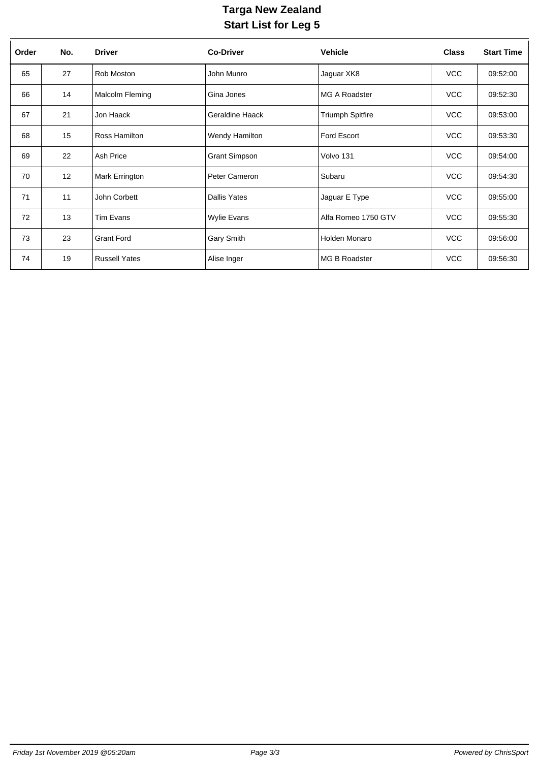# Targa New Zealand

## Start List for Leg 5

| Order | No. | Driver | Co-Driver | Vehicle | Class | Start Time |
|---|---|---|---|---|---|---|
| 65 | 27 | Rob Moston | John Munro | Jaguar XK8 | VCC | 09:52:00 |
| 66 | 14 | Malcolm Fleming | Gina Jones | MG A Roadster | VCC | 09:52:30 |
| 67 | 21 | Jon Haack | Geraldine Haack | Triumph Spitfire | VCC | 09:53:00 |
| 68 | 15 | Ross Hamilton | Wendy Hamilton | Ford Escort | VCC | 09:53:30 |
| 69 | 22 | Ash Price | Grant Simpson | Volvo 131 | VCC | 09:54:00 |
| 70 | 12 | Mark Errington | Peter Cameron | Subaru | VCC | 09:54:30 |
| 71 | 11 | John Corbett | Dallis Yates | Jaguar E Type | VCC | 09:55:00 |
| 72 | 13 | Tim Evans | Wylie Evans | Alfa Romeo 1750 GTV | VCC | 09:55:30 |
| 73 | 23 | Grant Ford | Gary Smith | Holden Monaro | VCC | 09:56:00 |
| 74 | 19 | Russell Yates | Alise Inger | MG B Roadster | VCC | 09:56:30 |

*Friday 1st November 2019 @05:20am* *Powered by ChrisSport*